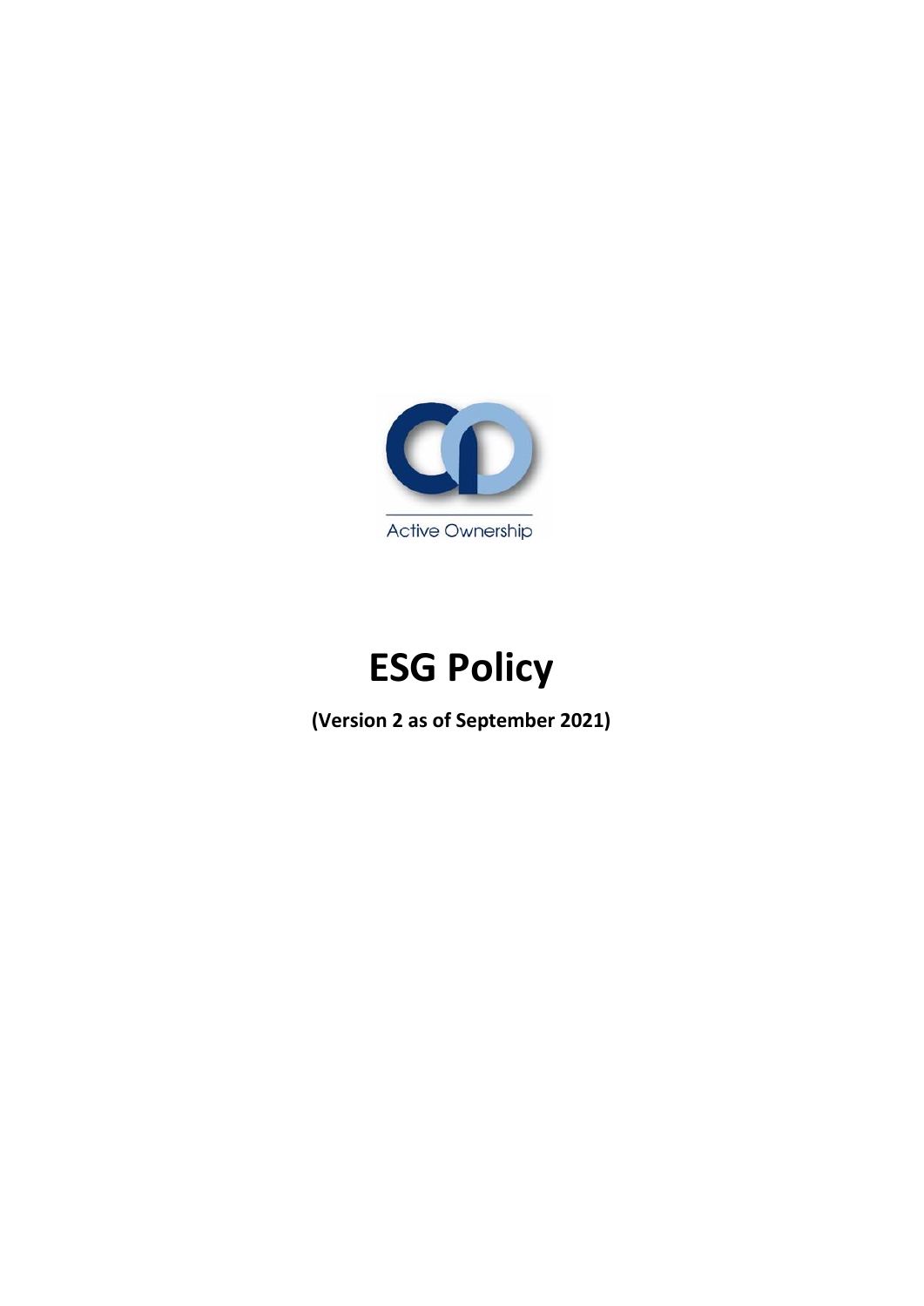Active Ownership

# ESG Policy

**(Version 2 as of September 2021)**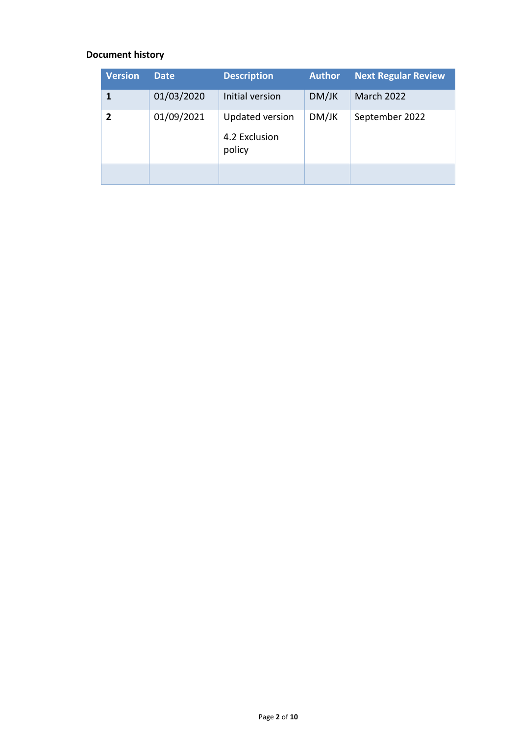**Document history**

| Version | Date | Description | Author | Next Regular Review |
|---|---|---|---|---|
| **1** | 01/03/2020 | Initial version | DM/JK | March 2022 |
| **2** | 01/09/2021 | Updated version<br><br>4.2 Exclusion policy | DM/JK | September 2022 |
| | | | | |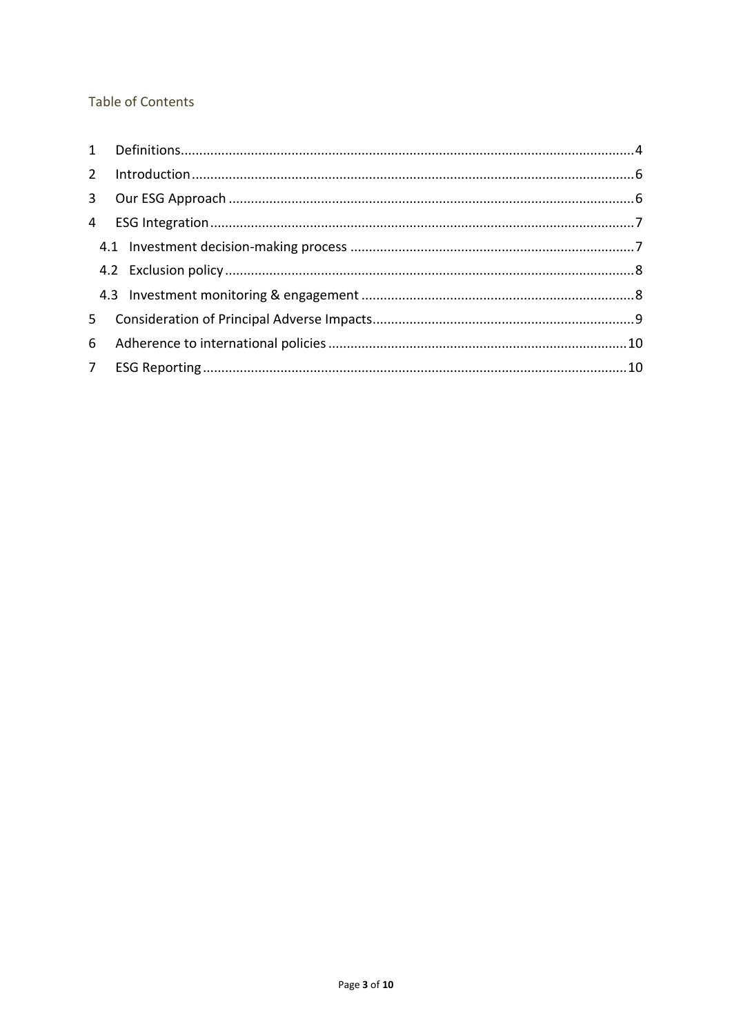## Table of Contents

1 Definitions....4
2 Introduction....6
3 Our ESG Approach....6
4 ESG Integration....7
  4.1 Investment decision-making process....7
  4.2 Exclusion policy....8
  4.3 Investment monitoring & engagement....8
5 Consideration of Principal Adverse Impacts....9
6 Adherence to international policies....10
7 ESG Reporting....10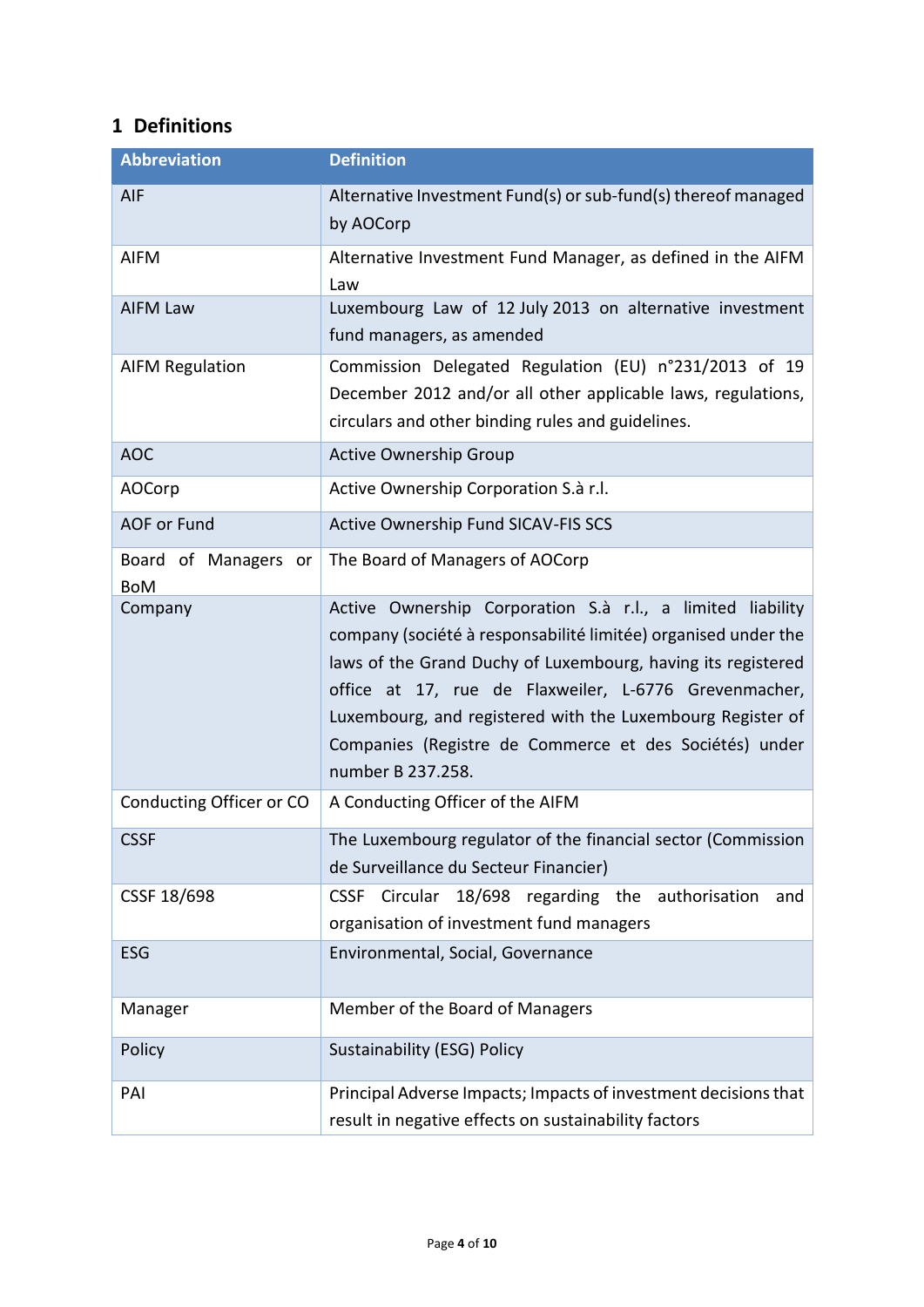## 1 Definitions

| Abbreviation | Definition |
|---|---|
| AIF | Alternative Investment Fund(s) or sub-fund(s) thereof managed by AOCorp |
| AIFM | Alternative Investment Fund Manager, as defined in the AIFM Law |
| AIFM Law | Luxembourg Law of 12 July 2013 on alternative investment fund managers, as amended |
| AIFM Regulation | Commission Delegated Regulation (EU) n°231/2013 of 19 December 2012 and/or all other applicable laws, regulations, circulars and other binding rules and guidelines. |
| AOC | Active Ownership Group |
| AOCorp | Active Ownership Corporation S.à r.l. |
| AOF or Fund | Active Ownership Fund SICAV-FIS SCS |
| Board of Managers or BoM | The Board of Managers of AOCorp |
| Company | Active Ownership Corporation S.à r.l., a limited liability company (société à responsabilité limitée) organised under the laws of the Grand Duchy of Luxembourg, having its registered office at 17, rue de Flaxweiler, L-6776 Grevenmacher, Luxembourg, and registered with the Luxembourg Register of Companies (Registre de Commerce et des Sociétés) under number B 237.258. |
| Conducting Officer or CO | A Conducting Officer of the AIFM |
| CSSF | The Luxembourg regulator of the financial sector (Commission de Surveillance du Secteur Financier) |
| CSSF 18/698 | CSSF Circular 18/698 regarding the authorisation and organisation of investment fund managers |
| ESG | Environmental, Social, Governance |
| Manager | Member of the Board of Managers |
| Policy | Sustainability (ESG) Policy |
| PAI | Principal Adverse Impacts; Impacts of investment decisions that result in negative effects on sustainability factors |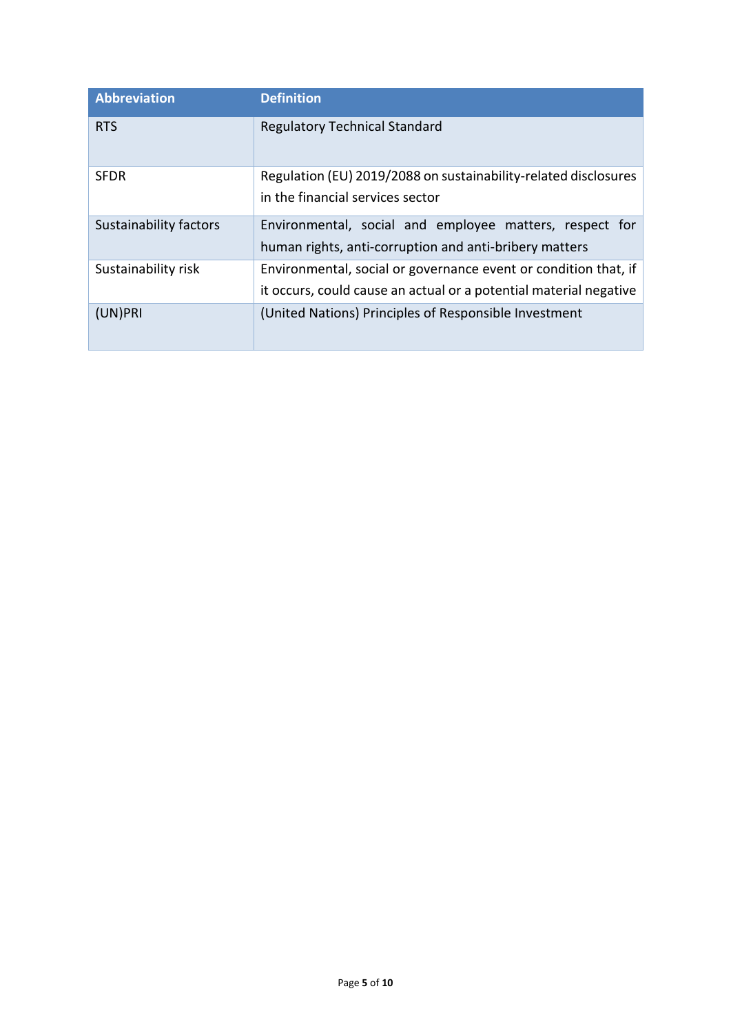| Abbreviation | Definition |
| --- | --- |
| RTS | Regulatory Technical Standard |
| SFDR | Regulation (EU) 2019/2088 on sustainability-related disclosures in the financial services sector |
| Sustainability factors | Environmental, social and employee matters, respect for human rights, anti-corruption and anti-bribery matters |
| Sustainability risk | Environmental, social or governance event or condition that, if it occurs, could cause an actual or a potential material negative |
| (UN)PRI | (United Nations) Principles of Responsible Investment |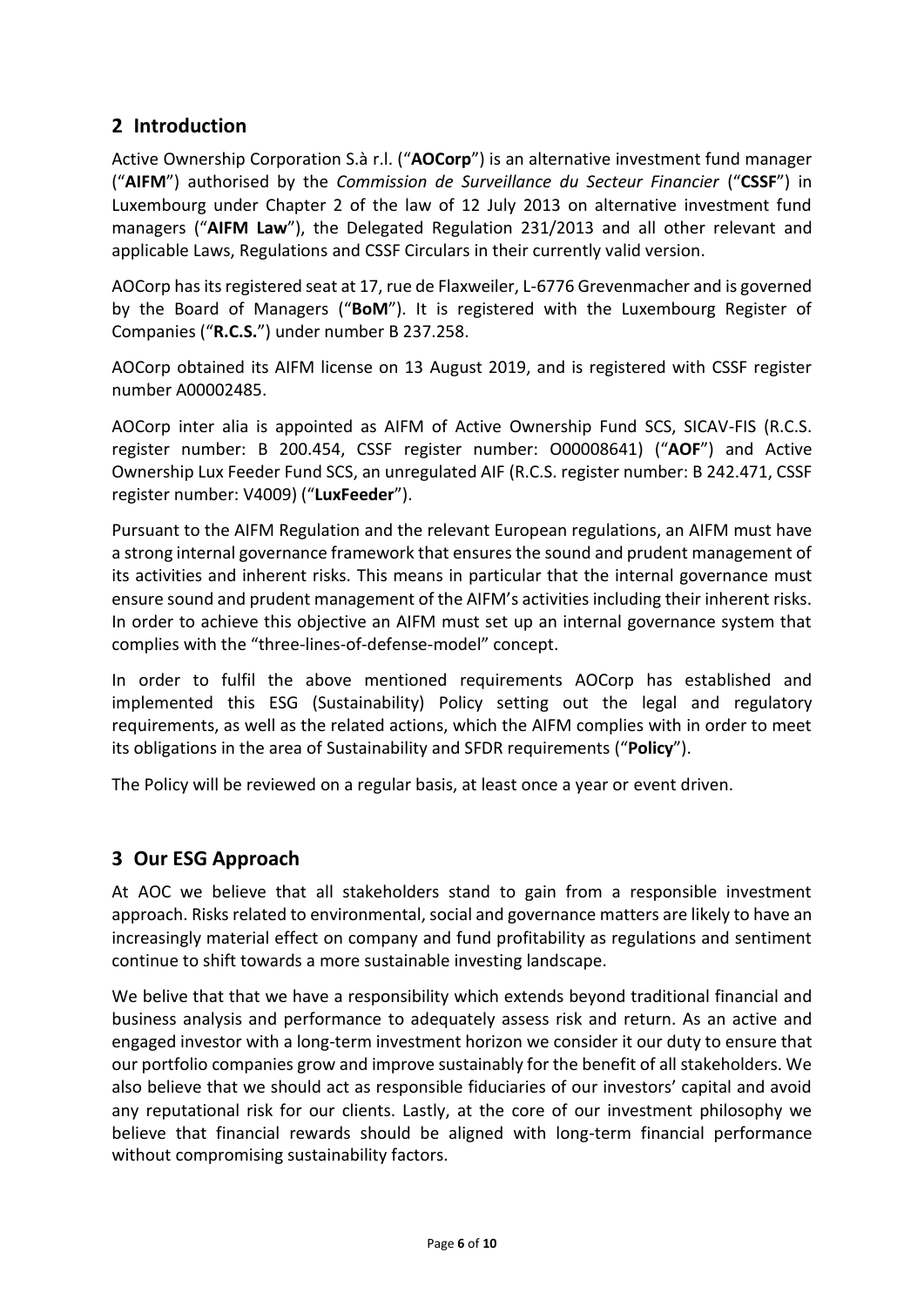## 2 Introduction

Active Ownership Corporation S.à r.l. ("**AOCorp**") is an alternative investment fund manager ("**AIFM**") authorised by the *Commission de Surveillance du Secteur Financier* ("**CSSF**") in Luxembourg under Chapter 2 of the law of 12 July 2013 on alternative investment fund managers ("**AIFM Law**"), the Delegated Regulation 231/2013 and all other relevant and applicable Laws, Regulations and CSSF Circulars in their currently valid version.

AOCorp has its registered seat at 17, rue de Flaxweiler, L-6776 Grevenmacher and is governed by the Board of Managers ("**BoM**"). It is registered with the Luxembourg Register of Companies ("**R.C.S.**") under number B 237.258.

AOCorp obtained its AIFM license on 13 August 2019, and is registered with CSSF register number A00002485.

AOCorp inter alia is appointed as AIFM of Active Ownership Fund SCS, SICAV-FIS (R.C.S. register number: B 200.454, CSSF register number: O00008641) ("**AOF**") and Active Ownership Lux Feeder Fund SCS, an unregulated AIF (R.C.S. register number: B 242.471, CSSF register number: V4009) ("**LuxFeeder**").

Pursuant to the AIFM Regulation and the relevant European regulations, an AIFM must have a strong internal governance framework that ensures the sound and prudent management of its activities and inherent risks. This means in particular that the internal governance must ensure sound and prudent management of the AIFM's activities including their inherent risks. In order to achieve this objective an AIFM must set up an internal governance system that complies with the "three-lines-of-defense-model" concept.

In order to fulfil the above mentioned requirements AOCorp has established and implemented this ESG (Sustainability) Policy setting out the legal and regulatory requirements, as well as the related actions, which the AIFM complies with in order to meet its obligations in the area of Sustainability and SFDR requirements ("**Policy**").

The Policy will be reviewed on a regular basis, at least once a year or event driven.

## 3 Our ESG Approach

At AOC we believe that all stakeholders stand to gain from a responsible investment approach. Risks related to environmental, social and governance matters are likely to have an increasingly material effect on company and fund profitability as regulations and sentiment continue to shift towards a more sustainable investing landscape.

We belive that that we have a responsibility which extends beyond traditional financial and business analysis and performance to adequately assess risk and return. As an active and engaged investor with a long-term investment horizon we consider it our duty to ensure that our portfolio companies grow and improve sustainably for the benefit of all stakeholders. We also believe that we should act as responsible fiduciaries of our investors' capital and avoid any reputational risk for our clients. Lastly, at the core of our investment philosophy we believe that financial rewards should be aligned with long-term financial performance without compromising sustainability factors.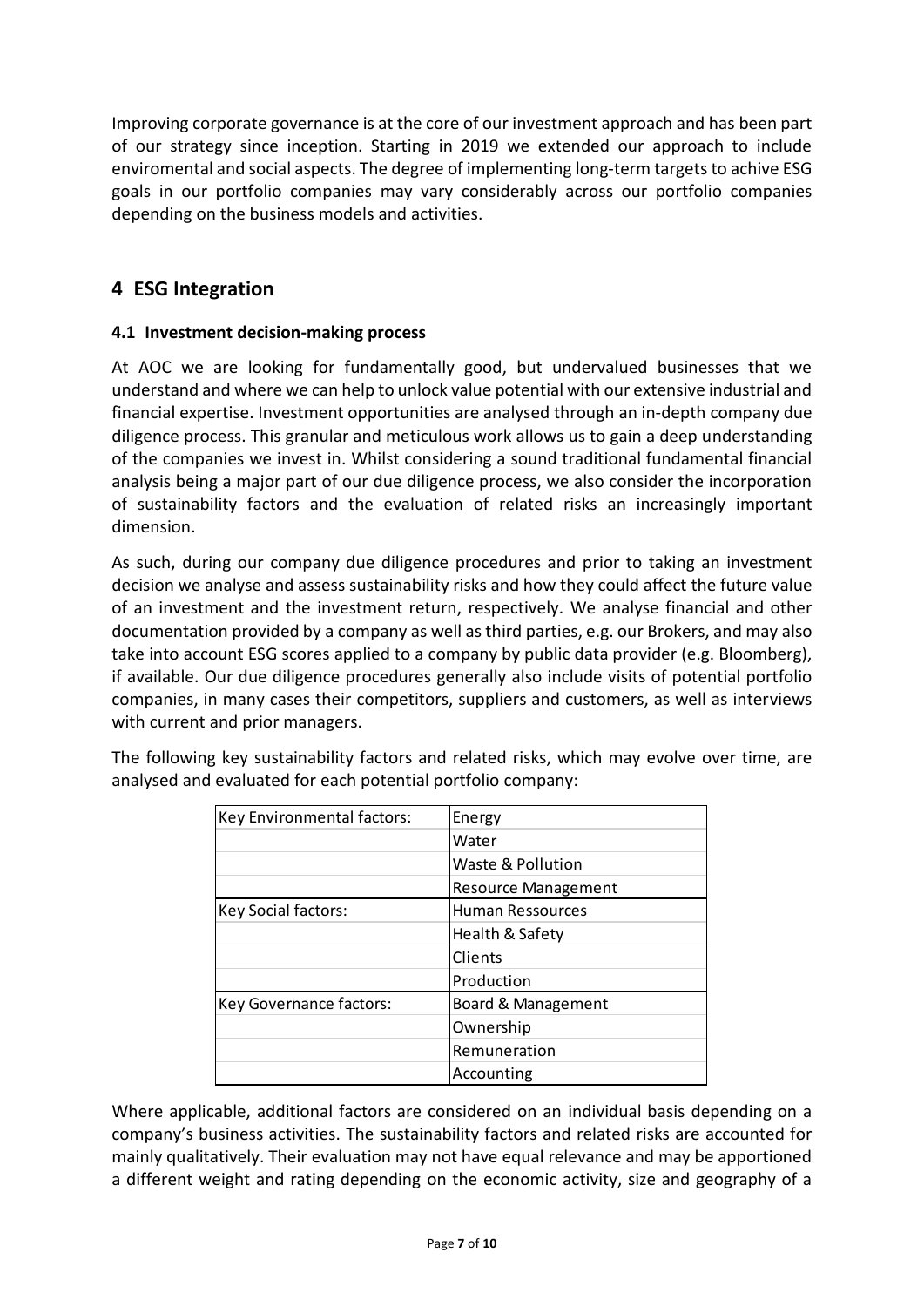Improving corporate governance is at the core of our investment approach and has been part of our strategy since inception. Starting in 2019 we extended our approach to include enviromental and social aspects. The degree of implementing long-term targets to achive ESG goals in our portfolio companies may vary considerably across our portfolio companies depending on the business models and activities.

## 4 ESG Integration

### 4.1 Investment decision-making process

At AOC we are looking for fundamentally good, but undervalued businesses that we understand and where we can help to unlock value potential with our extensive industrial and financial expertise. Investment opportunities are analysed through an in-depth company due diligence process. This granular and meticulous work allows us to gain a deep understanding of the companies we invest in. Whilst considering a sound traditional fundamental financial analysis being a major part of our due diligence process, we also consider the incorporation of sustainability factors and the evaluation of related risks an increasingly important dimension.

As such, during our company due diligence procedures and prior to taking an investment decision we analyse and assess sustainability risks and how they could affect the future value of an investment and the investment return, respectively. We analyse financial and other documentation provided by a company as well as third parties, e.g. our Brokers, and may also take into account ESG scores applied to a company by public data provider (e.g. Bloomberg), if available. Our due diligence procedures generally also include visits of potential portfolio companies, in many cases their competitors, suppliers and customers, as well as interviews with current and prior managers.

The following key sustainability factors and related risks, which may evolve over time, are analysed and evaluated for each potential portfolio company:

| Key Environmental factors: | Energy |
|---|---|
| | Water |
| | Waste & Pollution |
| | Resource Management |
| Key Social factors: | Human Ressources |
| | Health & Safety |
| | Clients |
| | Production |
| Key Governance factors: | Board & Management |
| | Ownership |
| | Remuneration |
| | Accounting |

Where applicable, additional factors are considered on an individual basis depending on a company's business activities. The sustainability factors and related risks are accounted for mainly qualitatively. Their evaluation may not have equal relevance and may be apportioned a different weight and rating depending on the economic activity, size and geography of a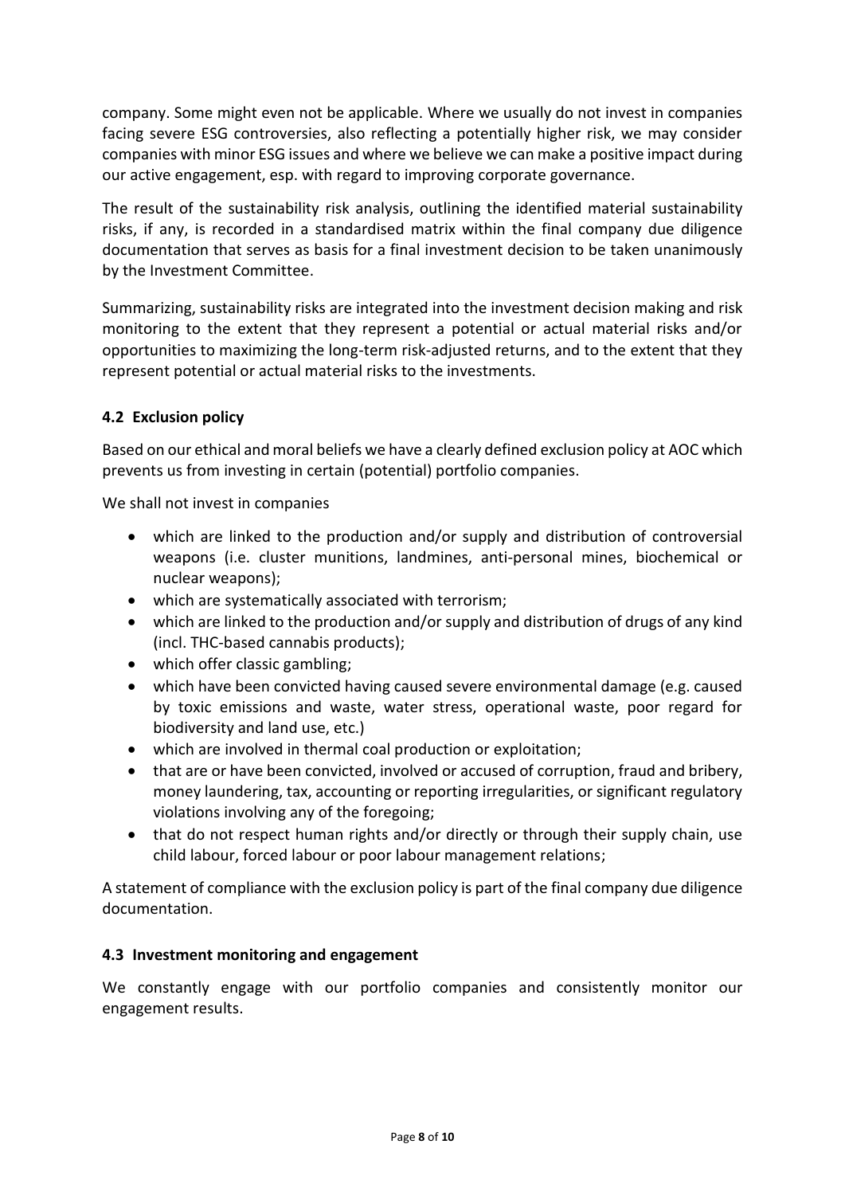company. Some might even not be applicable. Where we usually do not invest in companies facing severe ESG controversies, also reflecting a potentially higher risk, we may consider companies with minor ESG issues and where we believe we can make a positive impact during our active engagement, esp. with regard to improving corporate governance.

The result of the sustainability risk analysis, outlining the identified material sustainability risks, if any, is recorded in a standardised matrix within the final company due diligence documentation that serves as basis for a final investment decision to be taken unanimously by the Investment Committee.

Summarizing, sustainability risks are integrated into the investment decision making and risk monitoring to the extent that they represent a potential or actual material risks and/or opportunities to maximizing the long-term risk-adjusted returns, and to the extent that they represent potential or actual material risks to the investments.

### 4.2 Exclusion policy

Based on our ethical and moral beliefs we have a clearly defined exclusion policy at AOC which prevents us from investing in certain (potential) portfolio companies.

We shall not invest in companies

- which are linked to the production and/or supply and distribution of controversial weapons (i.e. cluster munitions, landmines, anti-personal mines, biochemical or nuclear weapons);
- which are systematically associated with terrorism;
- which are linked to the production and/or supply and distribution of drugs of any kind (incl. THC-based cannabis products);
- which offer classic gambling;
- which have been convicted having caused severe environmental damage (e.g. caused by toxic emissions and waste, water stress, operational waste, poor regard for biodiversity and land use, etc.)
- which are involved in thermal coal production or exploitation;
- that are or have been convicted, involved or accused of corruption, fraud and bribery, money laundering, tax, accounting or reporting irregularities, or significant regulatory violations involving any of the foregoing;
- that do not respect human rights and/or directly or through their supply chain, use child labour, forced labour or poor labour management relations;

A statement of compliance with the exclusion policy is part of the final company due diligence documentation.

### 4.3 Investment monitoring and engagement

We constantly engage with our portfolio companies and consistently monitor our engagement results.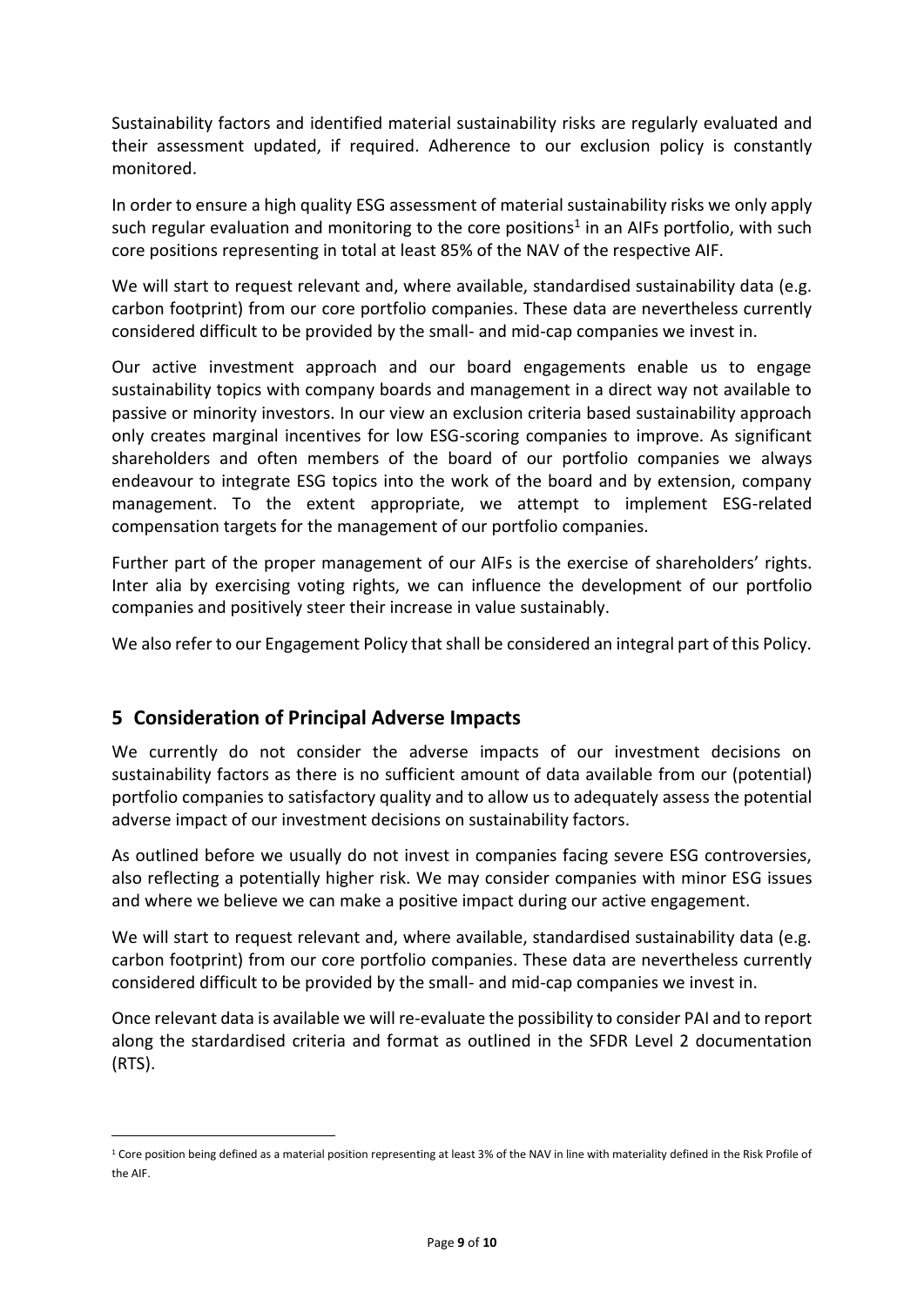Sustainability factors and identified material sustainability risks are regularly evaluated and their assessment updated, if required. Adherence to our exclusion policy is constantly monitored.

In order to ensure a high quality ESG assessment of material sustainability risks we only apply such regular evaluation and monitoring to the core positions[1] in an AIFs portfolio, with such core positions representing in total at least 85% of the NAV of the respective AIF.

We will start to request relevant and, where available, standardised sustainability data (e.g. carbon footprint) from our core portfolio companies. These data are nevertheless currently considered difficult to be provided by the small- and mid-cap companies we invest in.

Our active investment approach and our board engagements enable us to engage sustainability topics with company boards and management in a direct way not available to passive or minority investors. In our view an exclusion criteria based sustainability approach only creates marginal incentives for low ESG-scoring companies to improve. As significant shareholders and often members of the board of our portfolio companies we always endeavour to integrate ESG topics into the work of the board and by extension, company management. To the extent appropriate, we attempt to implement ESG-related compensation targets for the management of our portfolio companies.

Further part of the proper management of our AIFs is the exercise of shareholders' rights. Inter alia by exercising voting rights, we can influence the development of our portfolio companies and positively steer their increase in value sustainably.

We also refer to our Engagement Policy that shall be considered an integral part of this Policy.

## 5 Consideration of Principal Adverse Impacts

We currently do not consider the adverse impacts of our investment decisions on sustainability factors as there is no sufficient amount of data available from our (potential) portfolio companies to satisfactory quality and to allow us to adequately assess the potential adverse impact of our investment decisions on sustainability factors.

As outlined before we usually do not invest in companies facing severe ESG controversies, also reflecting a potentially higher risk. We may consider companies with minor ESG issues and where we believe we can make a positive impact during our active engagement.

We will start to request relevant and, where available, standardised sustainability data (e.g. carbon footprint) from our core portfolio companies. These data are nevertheless currently considered difficult to be provided by the small- and mid-cap companies we invest in.

Once relevant data is available we will re-evaluate the possibility to consider PAI and to report along the stardardised criteria and format as outlined in the SFDR Level 2 documentation (RTS).

[1] Core position being defined as a material position representing at least 3% of the NAV in line with materiality defined in the Risk Profile of the AIF.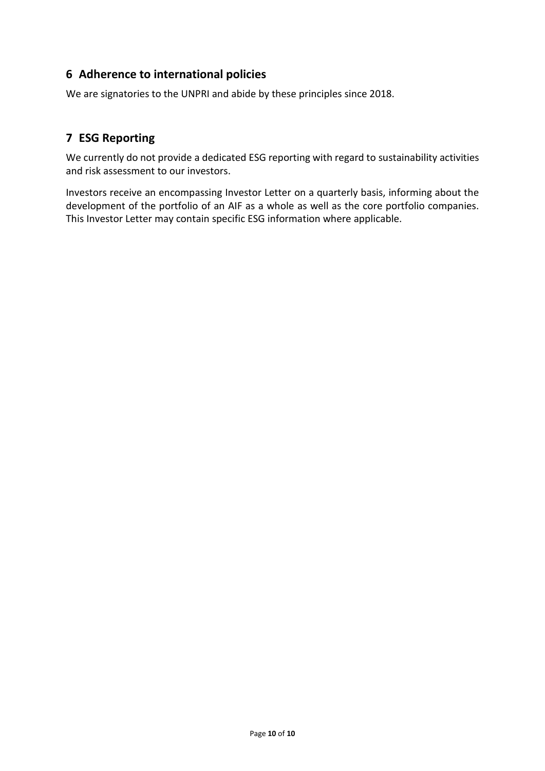## 6 Adherence to international policies

We are signatories to the UNPRI and abide by these principles since 2018.

## 7 ESG Reporting

We currently do not provide a dedicated ESG reporting with regard to sustainability activities and risk assessment to our investors.

Investors receive an encompassing Investor Letter on a quarterly basis, informing about the development of the portfolio of an AIF as a whole as well as the core portfolio companies. This Investor Letter may contain specific ESG information where applicable.